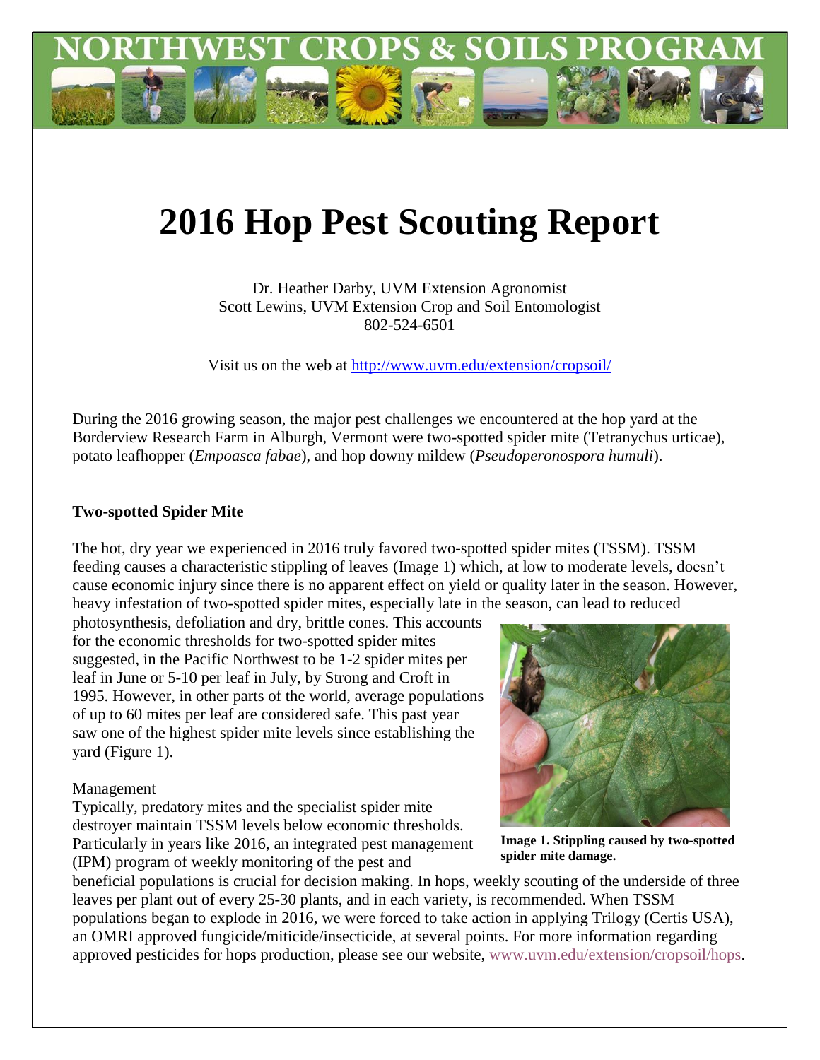NORTHWEST CROPS & SOILS PROGRAM

# 2016 Hop Pest Scouting Report

Dr. Heather Darby, UVM Extension Agronomist
Scott Lewins, UVM Extension Crop and Soil Entomologist
802-524-6501

Visit us on the web at http://www.uvm.edu/extension/cropsoil/

During the 2016 growing season, the major pest challenges we encountered at the hop yard at the Borderview Research Farm in Alburgh, Vermont were two-spotted spider mite (Tetranychus urticae), potato leafhopper (*Empoasca fabae*), and hop downy mildew (*Pseudoperonospora humuli*).

## Two-spotted Spider Mite

The hot, dry year we experienced in 2016 truly favored two-spotted spider mites (TSSM). TSSM feeding causes a characteristic stippling of leaves (Image 1) which, at low to moderate levels, doesn't cause economic injury since there is no apparent effect on yield or quality later in the season. However, heavy infestation of two-spotted spider mites, especially late in the season, can lead to reduced photosynthesis, defoliation and dry, brittle cones. This accounts for the economic thresholds for two-spotted spider mites suggested, in the Pacific Northwest to be 1-2 spider mites per leaf in June or 5-10 per leaf in July, by Strong and Croft in 1995. However, in other parts of the world, average populations of up to 60 mites per leaf are considered safe. This past year saw one of the highest spider mite levels since establishing the yard (Figure 1).

**Image 1. Stippling caused by two-spotted spider mite damage.**

### Management

Typically, predatory mites and the specialist spider mite destroyer maintain TSSM levels below economic thresholds. Particularly in years like 2016, an integrated pest management (IPM) program of weekly monitoring of the pest and beneficial populations is crucial for decision making. In hops, weekly scouting of the underside of three leaves per plant out of every 25-30 plants, and in each variety, is recommended. When TSSM populations began to explode in 2016, we were forced to take action in applying Trilogy (Certis USA), an OMRI approved fungicide/miticide/insecticide, at several points. For more information regarding approved pesticides for hops production, please see our website, www.uvm.edu/extension/cropsoil/hops.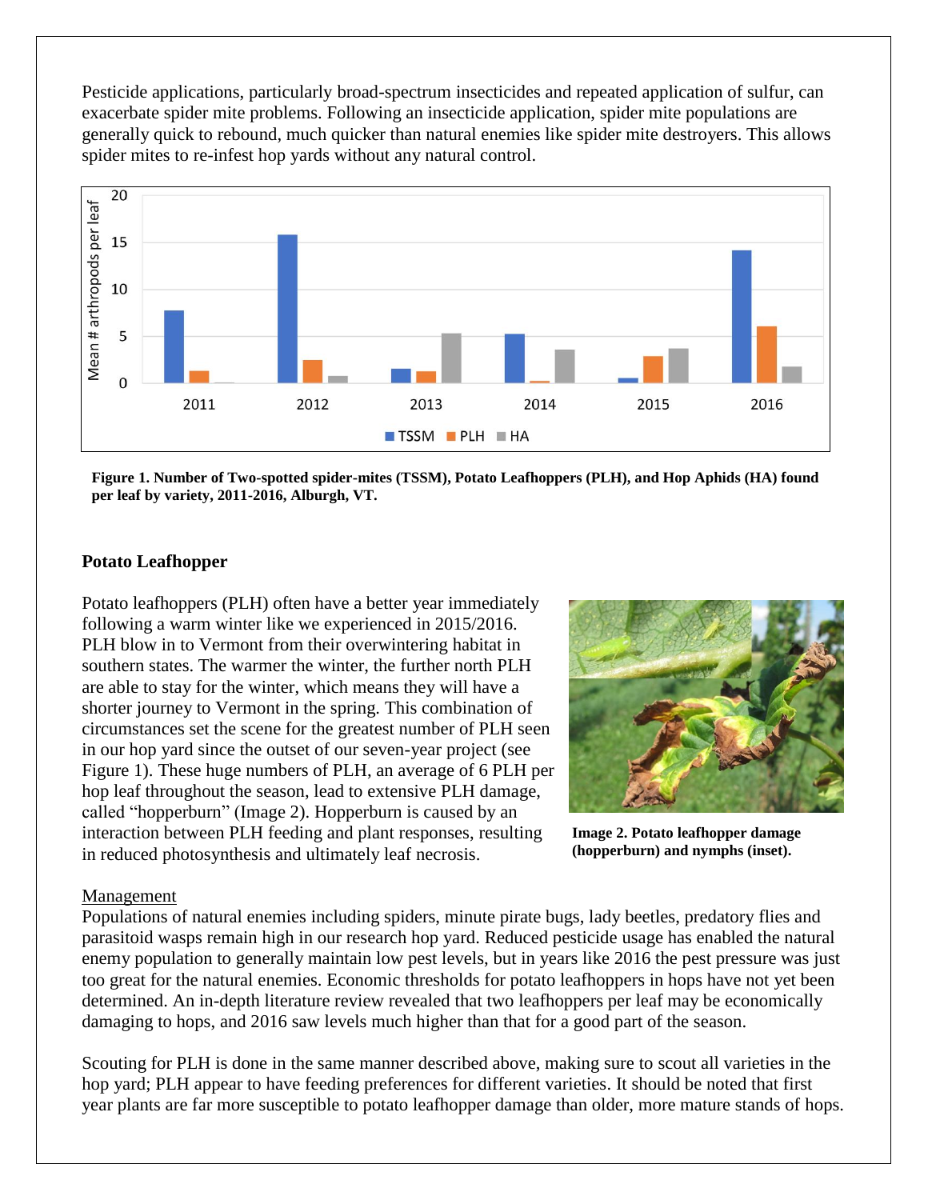Pesticide applications, particularly broad-spectrum insecticides and repeated application of sulfur, can exacerbate spider mite problems. Following an insecticide application, spider mite populations are generally quick to rebound, much quicker than natural enemies like spider mite destroyers. This allows spider mites to re-infest hop yards without any natural control.

**Figure 1. Number of Two-spotted spider-mites (TSSM), Potato Leafhoppers (PLH), and Hop Aphids (HA) found per leaf by variety, 2011-2016, Alburgh, VT.**

## Potato Leafhopper

Potato leafhoppers (PLH) often have a better year immediately following a warm winter like we experienced in 2015/2016. PLH blow in to Vermont from their overwintering habitat in southern states. The warmer the winter, the further north PLH are able to stay for the winter, which means they will have a shorter journey to Vermont in the spring. This combination of circumstances set the scene for the greatest number of PLH seen in our hop yard since the outset of our seven-year project (see Figure 1). These huge numbers of PLH, an average of 6 PLH per hop leaf throughout the season, lead to extensive PLH damage, called "hopperburn" (Image 2). Hopperburn is caused by an interaction between PLH feeding and plant responses, resulting in reduced photosynthesis and ultimately leaf necrosis.

**Image 2. Potato leafhopper damage (hopperburn) and nymphs (inset).**

### Management

Populations of natural enemies including spiders, minute pirate bugs, lady beetles, predatory flies and parasitoid wasps remain high in our research hop yard. Reduced pesticide usage has enabled the natural enemy population to generally maintain low pest levels, but in years like 2016 the pest pressure was just too great for the natural enemies. Economic thresholds for potato leafhoppers in hops have not yet been determined. An in-depth literature review revealed that two leafhoppers per leaf may be economically damaging to hops, and 2016 saw levels much higher than that for a good part of the season.

Scouting for PLH is done in the same manner described above, making sure to scout all varieties in the hop yard; PLH appear to have feeding preferences for different varieties. It should be noted that first year plants are far more susceptible to potato leafhopper damage than older, more mature stands of hops.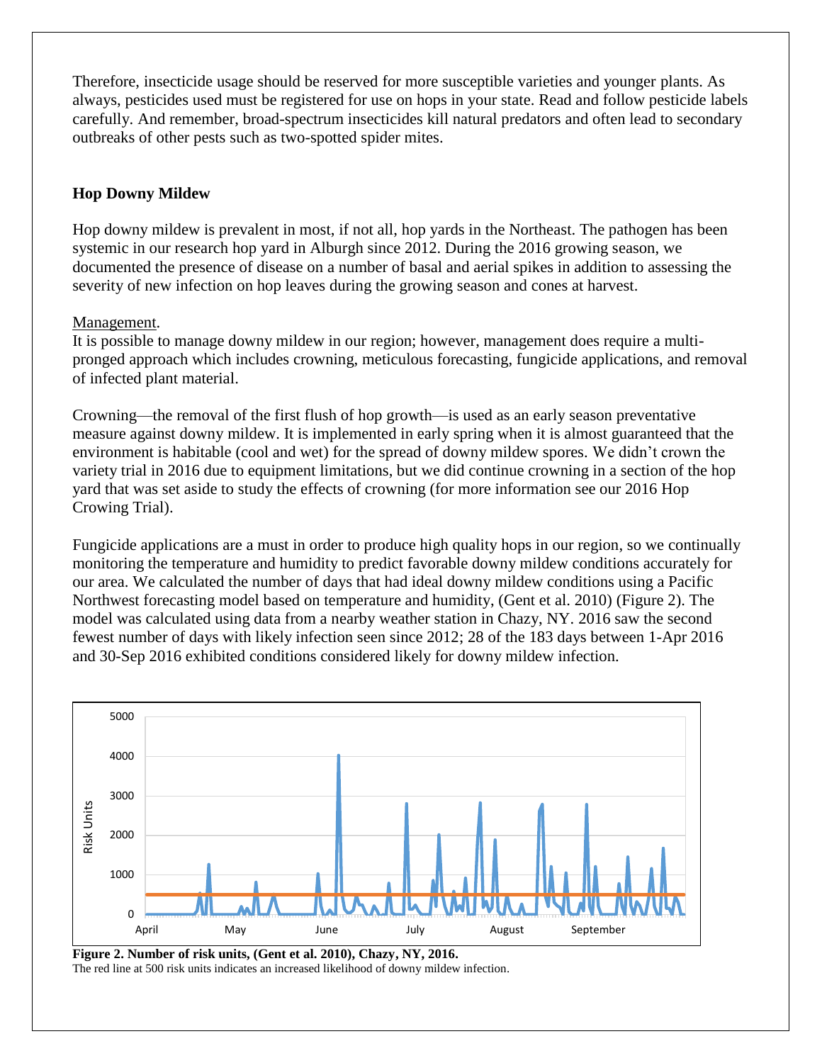Therefore, insecticide usage should be reserved for more susceptible varieties and younger plants. As always, pesticides used must be registered for use on hops in your state. Read and follow pesticide labels carefully. And remember, broad-spectrum insecticides kill natural predators and often lead to secondary outbreaks of other pests such as two-spotted spider mites.

**Hop Downy Mildew**

Hop downy mildew is prevalent in most, if not all, hop yards in the Northeast. The pathogen has been systemic in our research hop yard in Alburgh since 2012. During the 2016 growing season, we documented the presence of disease on a number of basal and aerial spikes in addition to assessing the severity of new infection on hop leaves during the growing season and cones at harvest.

Management.
It is possible to manage downy mildew in our region; however, management does require a multi-pronged approach which includes crowning, meticulous forecasting, fungicide applications, and removal of infected plant material.

Crowning—the removal of the first flush of hop growth—is used as an early season preventative measure against downy mildew. It is implemented in early spring when it is almost guaranteed that the environment is habitable (cool and wet) for the spread of downy mildew spores. We didn't crown the variety trial in 2016 due to equipment limitations, but we did continue crowning in a section of the hop yard that was set aside to study the effects of crowning (for more information see our 2016 Hop Crowing Trial).

Fungicide applications are a must in order to produce high quality hops in our region, so we continually monitoring the temperature and humidity to predict favorable downy mildew conditions accurately for our area. We calculated the number of days that had ideal downy mildew conditions using a Pacific Northwest forecasting model based on temperature and humidity, (Gent et al. 2010) (Figure 2). The model was calculated using data from a nearby weather station in Chazy, NY. 2016 saw the second fewest number of days with likely infection seen since 2012; 28 of the 183 days between 1-Apr 2016 and 30-Sep 2016 exhibited conditions considered likely for downy mildew infection.

**Figure 2. Number of risk units, (Gent et al. 2010), Chazy, NY, 2016.**
The red line at 500 risk units indicates an increased likelihood of downy mildew infection.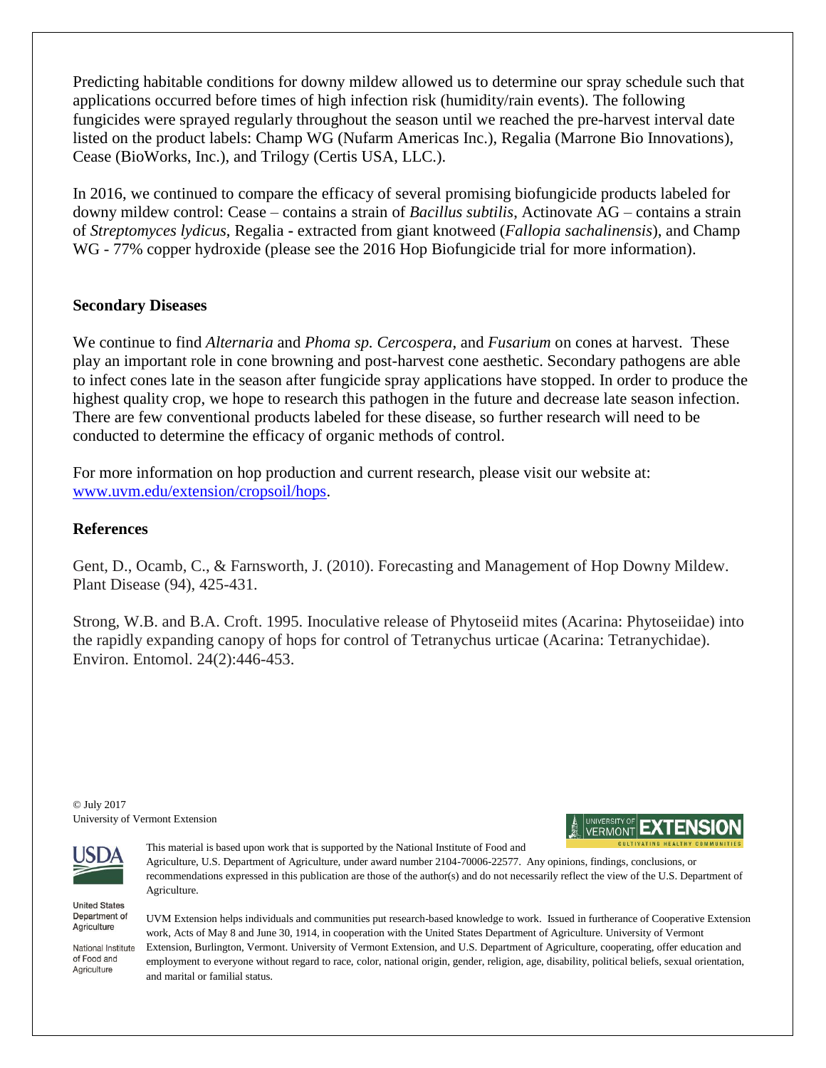Predicting habitable conditions for downy mildew allowed us to determine our spray schedule such that applications occurred before times of high infection risk (humidity/rain events). The following fungicides were sprayed regularly throughout the season until we reached the pre-harvest interval date listed on the product labels: Champ WG (Nufarm Americas Inc.), Regalia (Marrone Bio Innovations), Cease (BioWorks, Inc.), and Trilogy (Certis USA, LLC.).

In 2016, we continued to compare the efficacy of several promising biofungicide products labeled for downy mildew control: Cease – contains a strain of *Bacillus subtilis*, Actinovate AG – contains a strain of *Streptomyces lydicus*, Regalia - extracted from giant knotweed (*Fallopia sachalinensis*), and Champ WG - 77% copper hydroxide (please see the 2016 Hop Biofungicide trial for more information).

### Secondary Diseases

We continue to find *Alternaria* and *Phoma sp. Cercospera*, and *Fusarium* on cones at harvest. These play an important role in cone browning and post-harvest cone aesthetic. Secondary pathogens are able to infect cones late in the season after fungicide spray applications have stopped. In order to produce the highest quality crop, we hope to research this pathogen in the future and decrease late season infection. There are few conventional products labeled for these disease, so further research will need to be conducted to determine the efficacy of organic methods of control.

For more information on hop production and current research, please visit our website at: [www.uvm.edu/extension/cropsoil/hops](www.uvm.edu/extension/cropsoil/hops).

### References

Gent, D., Ocamb, C., & Farnsworth, J. (2010). Forecasting and Management of Hop Downy Mildew. Plant Disease (94), 425-431.

Strong, W.B. and B.A. Croft. 1995. Inoculative release of Phytoseiid mites (Acarina: Phytoseiidae) into the rapidly expanding canopy of hops for control of Tetranychus urticae (Acarina: Tetranychidae). Environ. Entomol. 24(2):446-453.

© July 2017
University of Vermont Extension

UNIVERSITY OF VERMONT EXTENSION
CULTIVATING HEALTHY COMMUNITIES

USDA
United States Department of Agriculture
National Institute of Food and Agriculture

This material is based upon work that is supported by the National Institute of Food and Agriculture, U.S. Department of Agriculture, under award number 2104-70006-22577. Any opinions, findings, conclusions, or recommendations expressed in this publication are those of the author(s) and do not necessarily reflect the view of the U.S. Department of Agriculture.

UVM Extension helps individuals and communities put research-based knowledge to work. Issued in furtherance of Cooperative Extension work, Acts of May 8 and June 30, 1914, in cooperation with the United States Department of Agriculture. University of Vermont Extension, Burlington, Vermont. University of Vermont Extension, and U.S. Department of Agriculture, cooperating, offer education and employment to everyone without regard to race, color, national origin, gender, religion, age, disability, political beliefs, sexual orientation, and marital or familial status.